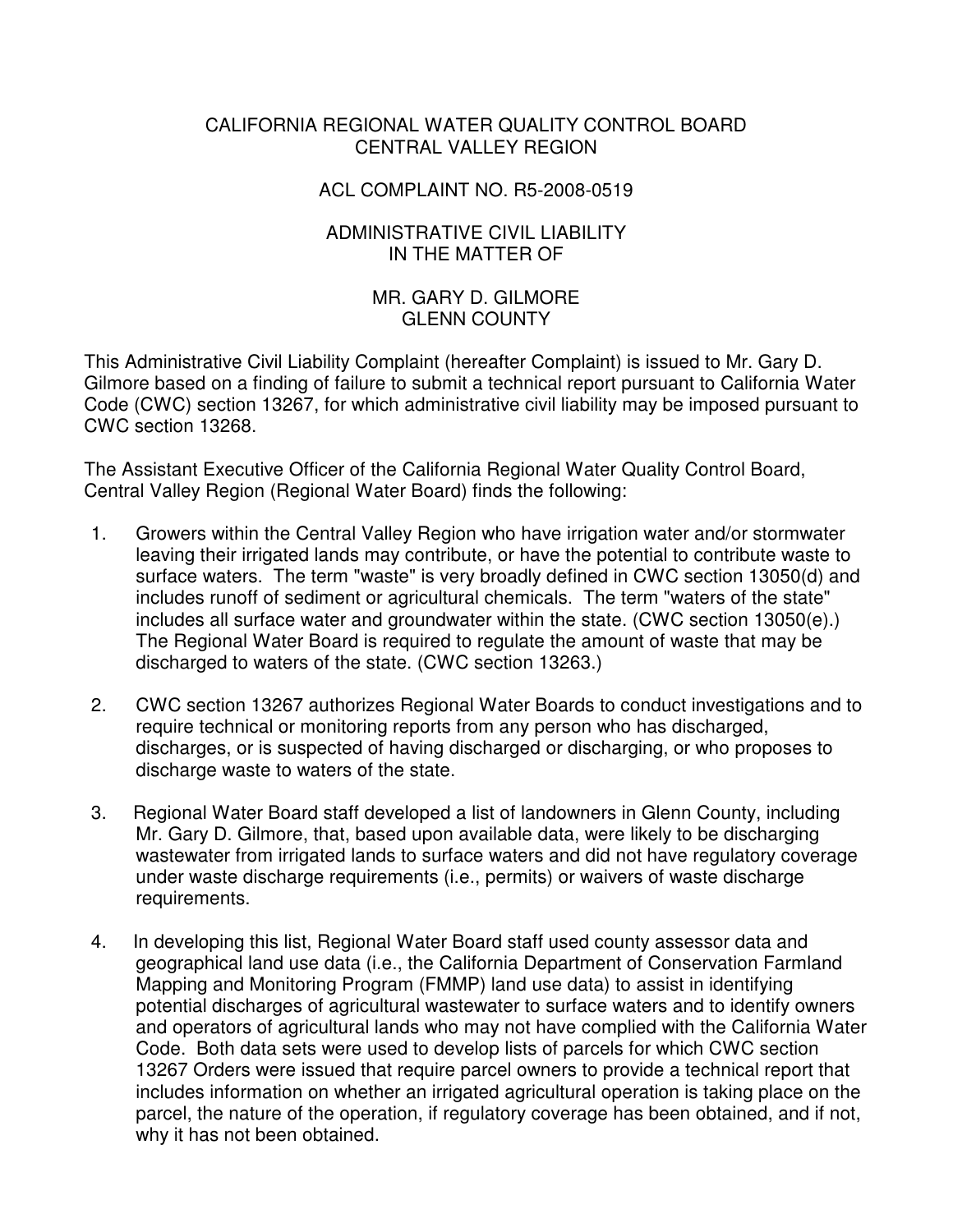# CALIFORNIA REGIONAL WATER QUALITY CONTROL BOARD
# CENTRAL VALLEY REGION

## ACL COMPLAINT NO. R5-2008-0519

## ADMINISTRATIVE CIVIL LIABILITY IN THE MATTER OF

## MR. GARY D. GILMORE GLENN COUNTY

This Administrative Civil Liability Complaint (hereafter Complaint) is issued to Mr. Gary D. Gilmore based on a finding of failure to submit a technical report pursuant to California Water Code (CWC) section 13267, for which administrative civil liability may be imposed pursuant to CWC section 13268.

The Assistant Executive Officer of the California Regional Water Quality Control Board, Central Valley Region (Regional Water Board) finds the following:

1. Growers within the Central Valley Region who have irrigation water and/or stormwater leaving their irrigated lands may contribute, or have the potential to contribute waste to surface waters. The term "waste" is very broadly defined in CWC section 13050(d) and includes runoff of sediment or agricultural chemicals. The term "waters of the state" includes all surface water and groundwater within the state. (CWC section 13050(e).) The Regional Water Board is required to regulate the amount of waste that may be discharged to waters of the state. (CWC section 13263.)

2. CWC section 13267 authorizes Regional Water Boards to conduct investigations and to require technical or monitoring reports from any person who has discharged, discharges, or is suspected of having discharged or discharging, or who proposes to discharge waste to waters of the state.

3. Regional Water Board staff developed a list of landowners in Glenn County, including Mr. Gary D. Gilmore, that, based upon available data, were likely to be discharging wastewater from irrigated lands to surface waters and did not have regulatory coverage under waste discharge requirements (i.e., permits) or waivers of waste discharge requirements.

4. In developing this list, Regional Water Board staff used county assessor data and geographical land use data (i.e., the California Department of Conservation Farmland Mapping and Monitoring Program (FMMP) land use data) to assist in identifying potential discharges of agricultural wastewater to surface waters and to identify owners and operators of agricultural lands who may not have complied with the California Water Code. Both data sets were used to develop lists of parcels for which CWC section 13267 Orders were issued that require parcel owners to provide a technical report that includes information on whether an irrigated agricultural operation is taking place on the parcel, the nature of the operation, if regulatory coverage has been obtained, and if not, why it has not been obtained.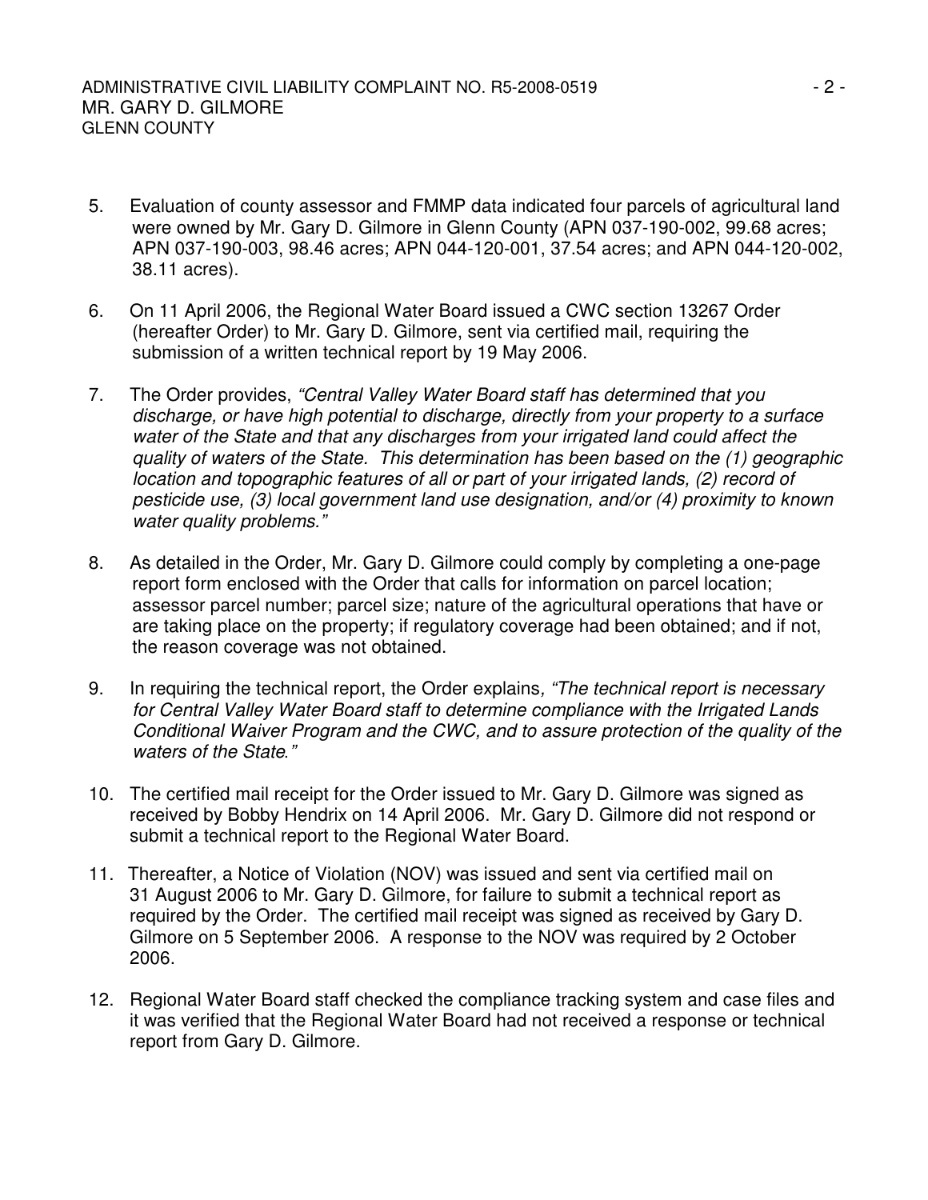5. Evaluation of county assessor and FMMP data indicated four parcels of agricultural land were owned by Mr. Gary D. Gilmore in Glenn County (APN 037-190-002, 99.68 acres; APN 037-190-003, 98.46 acres; APN 044-120-001, 37.54 acres; and APN 044-120-002, 38.11 acres).

6. On 11 April 2006, the Regional Water Board issued a CWC section 13267 Order (hereafter Order) to Mr. Gary D. Gilmore, sent via certified mail, requiring the submission of a written technical report by 19 May 2006.

7. The Order provides, *"Central Valley Water Board staff has determined that you discharge, or have high potential to discharge, directly from your property to a surface water of the State and that any discharges from your irrigated land could affect the quality of waters of the State. This determination has been based on the (1) geographic location and topographic features of all or part of your irrigated lands, (2) record of pesticide use, (3) local government land use designation, and/or (4) proximity to known water quality problems."*

8. As detailed in the Order, Mr. Gary D. Gilmore could comply by completing a one-page report form enclosed with the Order that calls for information on parcel location; assessor parcel number; parcel size; nature of the agricultural operations that have or are taking place on the property; if regulatory coverage had been obtained; and if not, the reason coverage was not obtained.

9. In requiring the technical report, the Order explains, *"The technical report is necessary for Central Valley Water Board staff to determine compliance with the Irrigated Lands Conditional Waiver Program and the CWC, and to assure protection of the quality of the waters of the State."*

10. The certified mail receipt for the Order issued to Mr. Gary D. Gilmore was signed as received by Bobby Hendrix on 14 April 2006. Mr. Gary D. Gilmore did not respond or submit a technical report to the Regional Water Board.

11. Thereafter, a Notice of Violation (NOV) was issued and sent via certified mail on 31 August 2006 to Mr. Gary D. Gilmore, for failure to submit a technical report as required by the Order. The certified mail receipt was signed as received by Gary D. Gilmore on 5 September 2006. A response to the NOV was required by 2 October 2006.

12. Regional Water Board staff checked the compliance tracking system and case files and it was verified that the Regional Water Board had not received a response or technical report from Gary D. Gilmore.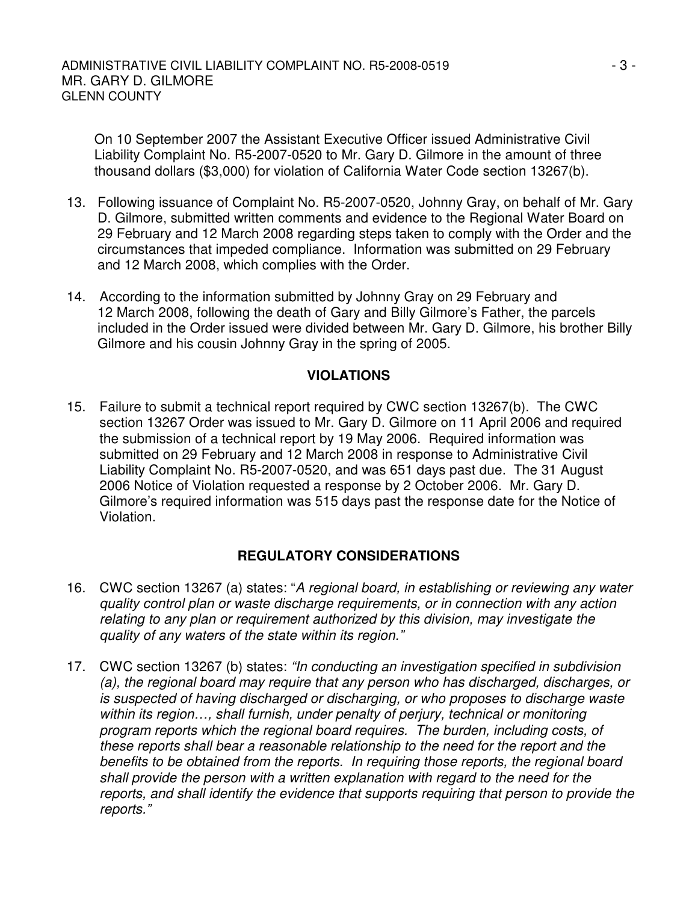On 10 September 2007 the Assistant Executive Officer issued Administrative Civil Liability Complaint No. R5-2007-0520 to Mr. Gary D. Gilmore in the amount of three thousand dollars ($3,000) for violation of California Water Code section 13267(b).

13. Following issuance of Complaint No. R5-2007-0520, Johnny Gray, on behalf of Mr. Gary D. Gilmore, submitted written comments and evidence to the Regional Water Board on 29 February and 12 March 2008 regarding steps taken to comply with the Order and the circumstances that impeded compliance. Information was submitted on 29 February and 12 March 2008, which complies with the Order.

14. According to the information submitted by Johnny Gray on 29 February and 12 March 2008, following the death of Gary and Billy Gilmore's Father, the parcels included in the Order issued were divided between Mr. Gary D. Gilmore, his brother Billy Gilmore and his cousin Johnny Gray in the spring of 2005.

## VIOLATIONS

15. Failure to submit a technical report required by CWC section 13267(b). The CWC section 13267 Order was issued to Mr. Gary D. Gilmore on 11 April 2006 and required the submission of a technical report by 19 May 2006. Required information was submitted on 29 February and 12 March 2008 in response to Administrative Civil Liability Complaint No. R5-2007-0520, and was 651 days past due. The 31 August 2006 Notice of Violation requested a response by 2 October 2006. Mr. Gary D. Gilmore's required information was 515 days past the response date for the Notice of Violation.

## REGULATORY CONSIDERATIONS

16. CWC section 13267 (a) states: "*A regional board, in establishing or reviewing any water quality control plan or waste discharge requirements, or in connection with any action relating to any plan or requirement authorized by this division, may investigate the quality of any waters of the state within its region.*"

17. CWC section 13267 (b) states: *"In conducting an investigation specified in subdivision (a), the regional board may require that any person who has discharged, discharges, or is suspected of having discharged or discharging, or who proposes to discharge waste within its region…, shall furnish, under penalty of perjury, technical or monitoring program reports which the regional board requires. The burden, including costs, of these reports shall bear a reasonable relationship to the need for the report and the benefits to be obtained from the reports. In requiring those reports, the regional board shall provide the person with a written explanation with regard to the need for the reports, and shall identify the evidence that supports requiring that person to provide the reports."*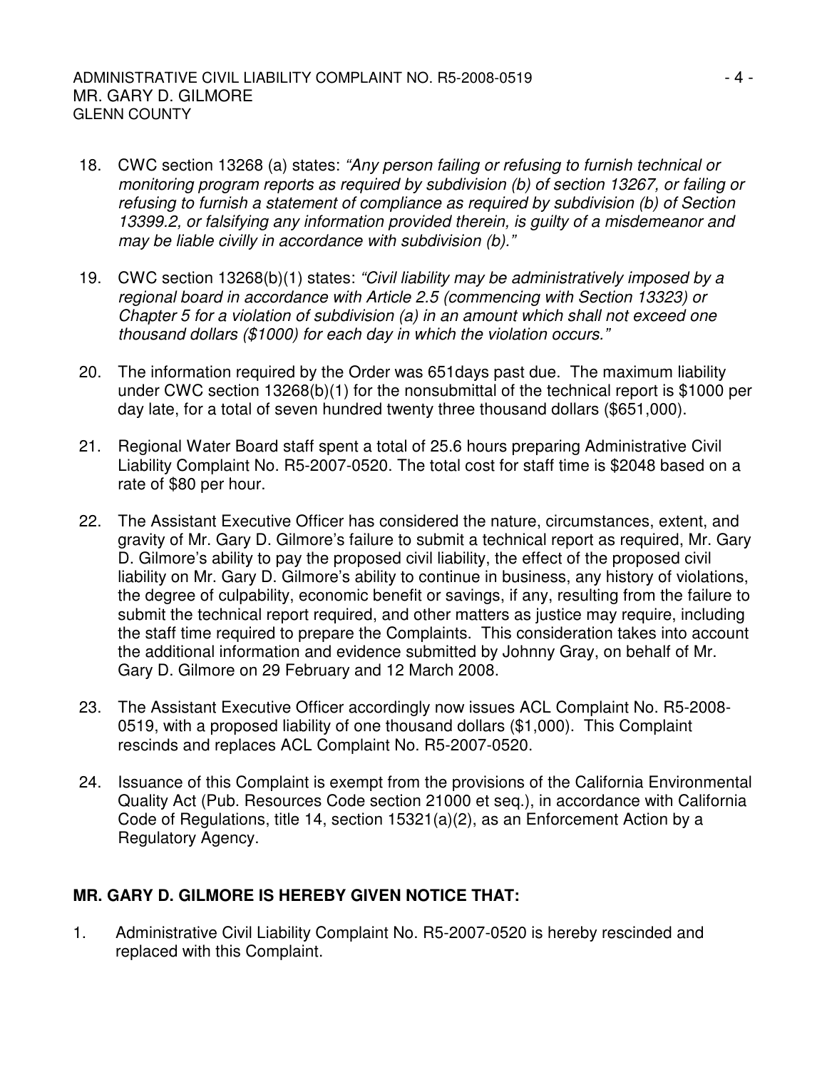18. CWC section 13268 (a) states: *"Any person failing or refusing to furnish technical or monitoring program reports as required by subdivision (b) of section 13267, or failing or refusing to furnish a statement of compliance as required by subdivision (b) of Section 13399.2, or falsifying any information provided therein, is guilty of a misdemeanor and may be liable civilly in accordance with subdivision (b)."*

19. CWC section 13268(b)(1) states: *"Civil liability may be administratively imposed by a regional board in accordance with Article 2.5 (commencing with Section 13323) or Chapter 5 for a violation of subdivision (a) in an amount which shall not exceed one thousand dollars ($1000) for each day in which the violation occurs."*

20. The information required by the Order was 651days past due. The maximum liability under CWC section 13268(b)(1) for the nonsubmittal of the technical report is $1000 per day late, for a total of seven hundred twenty three thousand dollars ($651,000).

21. Regional Water Board staff spent a total of 25.6 hours preparing Administrative Civil Liability Complaint No. R5-2007-0520. The total cost for staff time is $2048 based on a rate of $80 per hour.

22. The Assistant Executive Officer has considered the nature, circumstances, extent, and gravity of Mr. Gary D. Gilmore's failure to submit a technical report as required, Mr. Gary D. Gilmore's ability to pay the proposed civil liability, the effect of the proposed civil liability on Mr. Gary D. Gilmore's ability to continue in business, any history of violations, the degree of culpability, economic benefit or savings, if any, resulting from the failure to submit the technical report required, and other matters as justice may require, including the staff time required to prepare the Complaints. This consideration takes into account the additional information and evidence submitted by Johnny Gray, on behalf of Mr. Gary D. Gilmore on 29 February and 12 March 2008.

23. The Assistant Executive Officer accordingly now issues ACL Complaint No. R5-2008-0519, with a proposed liability of one thousand dollars ($1,000). This Complaint rescinds and replaces ACL Complaint No. R5-2007-0520.

24. Issuance of this Complaint is exempt from the provisions of the California Environmental Quality Act (Pub. Resources Code section 21000 et seq.), in accordance with California Code of Regulations, title 14, section 15321(a)(2), as an Enforcement Action by a Regulatory Agency.

**MR. GARY D. GILMORE IS HEREBY GIVEN NOTICE THAT:**

1. Administrative Civil Liability Complaint No. R5-2007-0520 is hereby rescinded and replaced with this Complaint.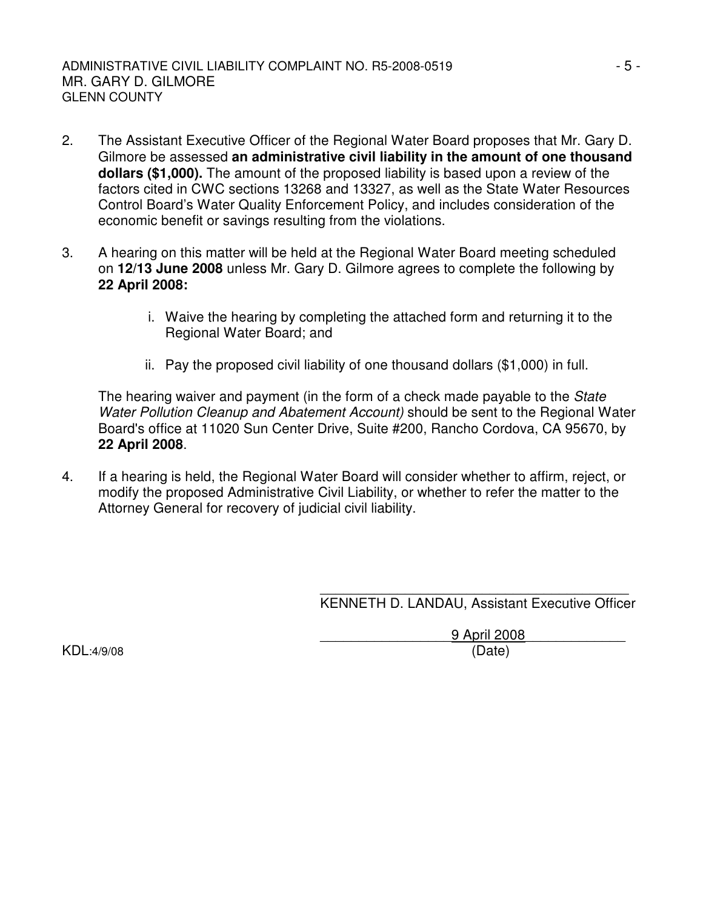2. The Assistant Executive Officer of the Regional Water Board proposes that Mr. Gary D. Gilmore be assessed **an administrative civil liability in the amount of one thousand dollars ($1,000).** The amount of the proposed liability is based upon a review of the factors cited in CWC sections 13268 and 13327, as well as the State Water Resources Control Board's Water Quality Enforcement Policy, and includes consideration of the economic benefit or savings resulting from the violations.

3. A hearing on this matter will be held at the Regional Water Board meeting scheduled on **12/13 June 2008** unless Mr. Gary D. Gilmore agrees to complete the following by **22 April 2008:**

   i. Waive the hearing by completing the attached form and returning it to the Regional Water Board; and

   ii. Pay the proposed civil liability of one thousand dollars ($1,000) in full.

   The hearing waiver and payment (in the form of a check made payable to the *State Water Pollution Cleanup and Abatement Account)* should be sent to the Regional Water Board's office at 11020 Sun Center Drive, Suite #200, Rancho Cordova, CA 95670, by **22 April 2008**.

4. If a hearing is held, the Regional Water Board will consider whether to affirm, reject, or modify the proposed Administrative Civil Liability, or whether to refer the matter to the Attorney General for recovery of judicial civil liability.

\_\_\_\_\_\_\_\_\_\_\_\_\_\_\_\_\_\_\_\_\_\_\_\_\_\_\_\_\_\_\_\_\_\_\_\_\_\_\_\_\_\_\_\_

KENNETH D. LANDAU, Assistant Executive Officer

9 April 2008

(Date)

KDL:4/9/08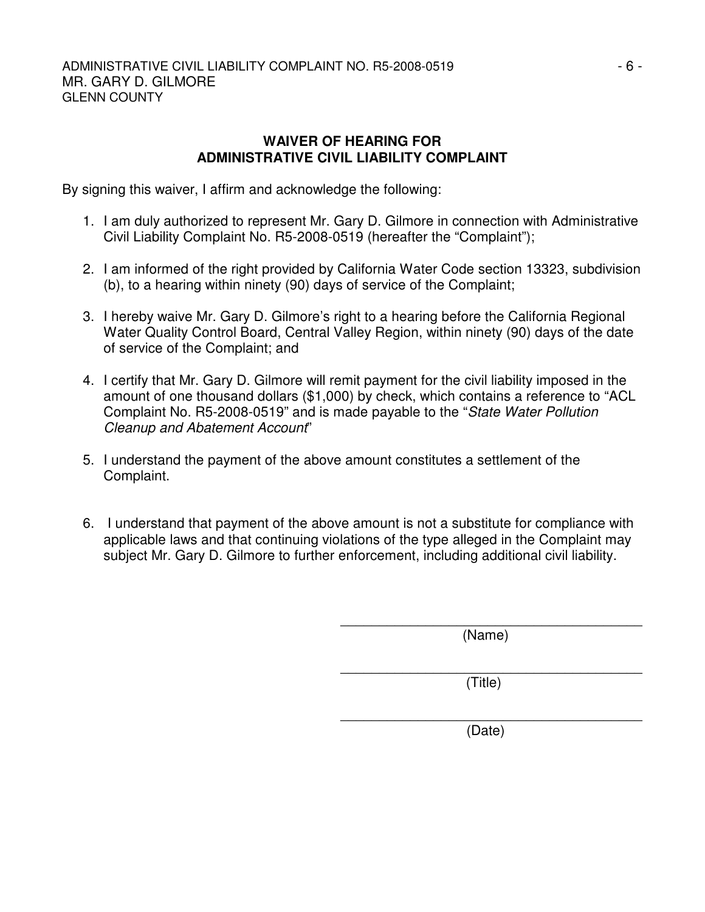## WAIVER OF HEARING FOR ADMINISTRATIVE CIVIL LIABILITY COMPLAINT

By signing this waiver, I affirm and acknowledge the following:

1. I am duly authorized to represent Mr. Gary D. Gilmore in connection with Administrative Civil Liability Complaint No. R5-2008-0519 (hereafter the "Complaint");

2. I am informed of the right provided by California Water Code section 13323, subdivision (b), to a hearing within ninety (90) days of service of the Complaint;

3. I hereby waive Mr. Gary D. Gilmore's right to a hearing before the California Regional Water Quality Control Board, Central Valley Region, within ninety (90) days of the date of service of the Complaint; and

4. I certify that Mr. Gary D. Gilmore will remit payment for the civil liability imposed in the amount of one thousand dollars ($1,000) by check, which contains a reference to "ACL Complaint No. R5-2008-0519" and is made payable to the "*State Water Pollution Cleanup and Abatement Account*"

5. I understand the payment of the above amount constitutes a settlement of the Complaint.

6. I understand that payment of the above amount is not a substitute for compliance with applicable laws and that continuing violations of the type alleged in the Complaint may subject Mr. Gary D. Gilmore to further enforcement, including additional civil liability.

\_\_\_\_\_\_\_\_\_\_\_\_\_\_\_\_\_\_\_\_\_\_\_\_\_\_\_\_\_\_\_\_\_\_\_\_\_\_
(Name)

\_\_\_\_\_\_\_\_\_\_\_\_\_\_\_\_\_\_\_\_\_\_\_\_\_\_\_\_\_\_\_\_\_\_\_\_\_\_
(Title)

\_\_\_\_\_\_\_\_\_\_\_\_\_\_\_\_\_\_\_\_\_\_\_\_\_\_\_\_\_\_\_\_\_\_\_\_\_\_
(Date)